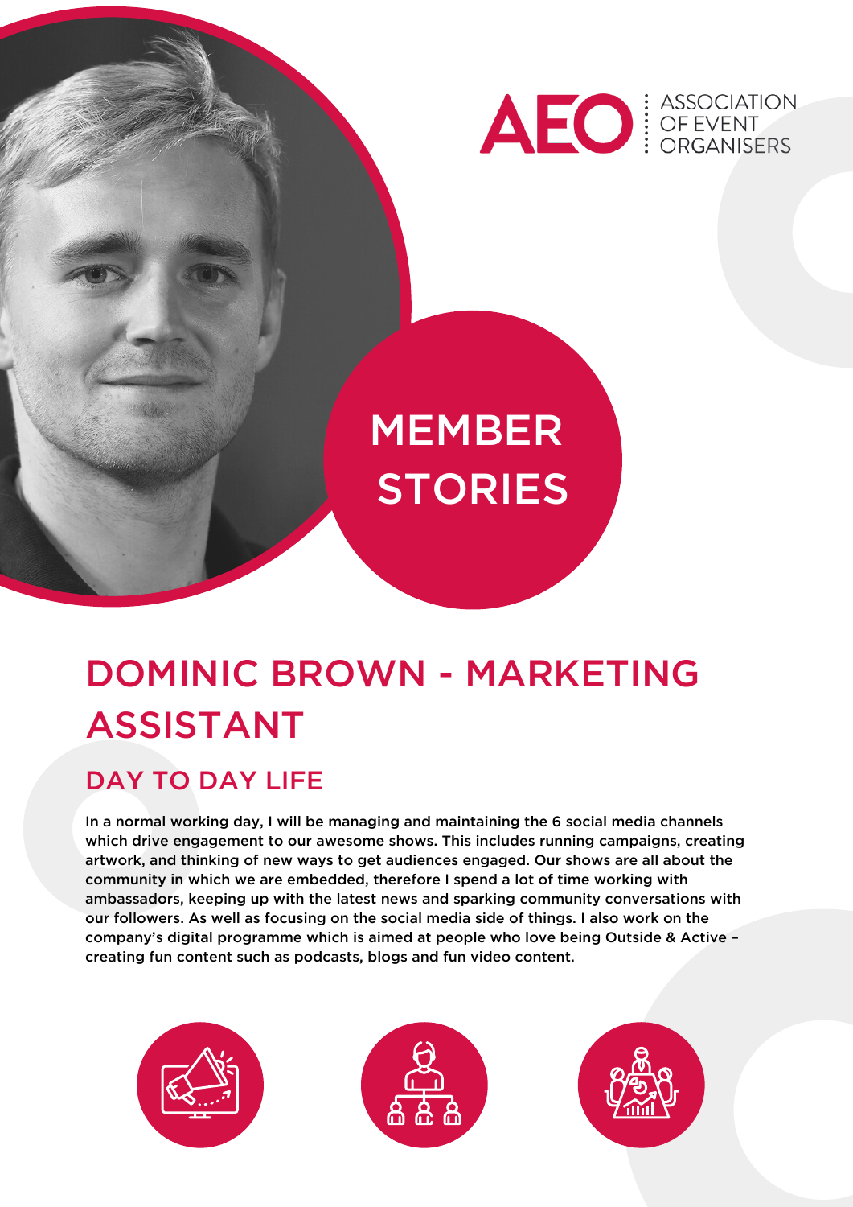AEO ASSOCIATION OF EVENT ORGANISERS

MEMBER STORIES

# DOMINIC BROWN - MARKETING ASSISTANT

## DAY TO DAY LIFE

In a normal working day, I will be managing and maintaining the 6 social media channels which drive engagement to our awesome shows. This includes running campaigns, creating artwork, and thinking of new ways to get audiences engaged. Our shows are all about the community in which we are embedded, therefore I spend a lot of time working with ambassadors, keeping up with the latest news and sparking community conversations with our followers. As well as focusing on the social media side of things. I also work on the company's digital programme which is aimed at people who love being Outside & Active – creating fun content such as podcasts, blogs and fun video content.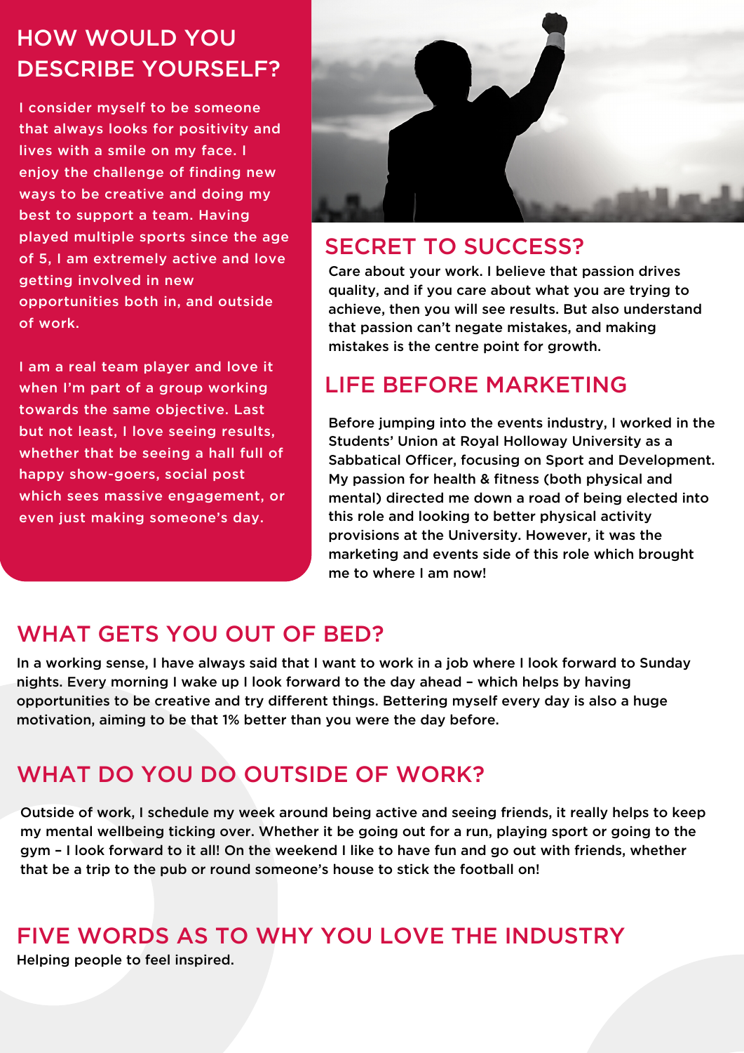## HOW WOULD YOU DESCRIBE YOURSELF?

I consider myself to be someone that always looks for positivity and lives with a smile on my face. I enjoy the challenge of finding new ways to be creative and doing my best to support a team. Having played multiple sports since the age of 5, I am extremely active and love getting involved in new opportunities both in, and outside of work.

I am a real team player and love it when I'm part of a group working towards the same objective. Last but not least, I love seeing results, whether that be seeing a hall full of happy show-goers, social post which sees massive engagement, or even just making someone's day.

## SECRET TO SUCCESS?

Care about your work. I believe that passion drives quality, and if you care about what you are trying to achieve, then you will see results. But also understand that passion can't negate mistakes, and making mistakes is the centre point for growth.

## LIFE BEFORE MARKETING

Before jumping into the events industry, I worked in the Students' Union at Royal Holloway University as a Sabbatical Officer, focusing on Sport and Development. My passion for health & fitness (both physical and mental) directed me down a road of being elected into this role and looking to better physical activity provisions at the University. However, it was the marketing and events side of this role which brought me to where I am now!

## WHAT GETS YOU OUT OF BED?

In a working sense, I have always said that I want to work in a job where I look forward to Sunday nights. Every morning I wake up I look forward to the day ahead – which helps by having opportunities to be creative and try different things. Bettering myself every day is also a huge motivation, aiming to be that 1% better than you were the day before.

## WHAT DO YOU DO OUTSIDE OF WORK?

Outside of work, I schedule my week around being active and seeing friends, it really helps to keep my mental wellbeing ticking over. Whether it be going out for a run, playing sport or going to the gym – I look forward to it all! On the weekend I like to have fun and go out with friends, whether that be a trip to the pub or round someone's house to stick the football on!

## FIVE WORDS AS TO WHY YOU LOVE THE INDUSTRY

Helping people to feel inspired.